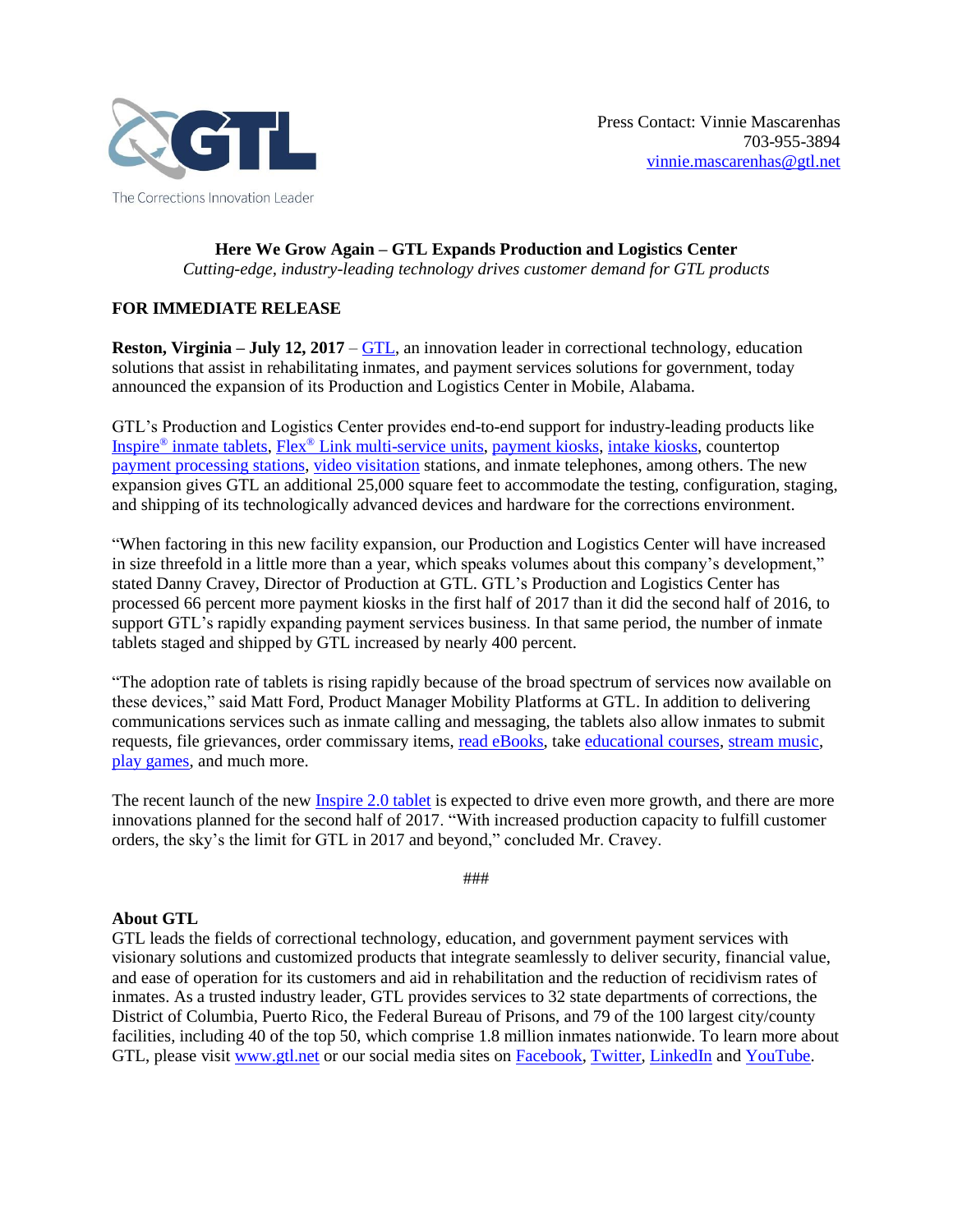The Corrections Innovation Leader

Press Contact: Vinnie Mascarenhas
703-955-3894
vinnie.mascarenhas@gtl.net

**Here We Grow Again – GTL Expands Production and Logistics Center**

*Cutting-edge, industry-leading technology drives customer demand for GTL products*

**FOR IMMEDIATE RELEASE**

**Reston, Virginia – July 12, 2017** – GTL, an innovation leader in correctional technology, education solutions that assist in rehabilitating inmates, and payment services solutions for government, today announced the expansion of its Production and Logistics Center in Mobile, Alabama.

GTL's Production and Logistics Center provides end-to-end support for industry-leading products like Inspire® inmate tablets, Flex® Link multi-service units, payment kiosks, intake kiosks, countertop payment processing stations, video visitation stations, and inmate telephones, among others. The new expansion gives GTL an additional 25,000 square feet to accommodate the testing, configuration, staging, and shipping of its technologically advanced devices and hardware for the corrections environment.

"When factoring in this new facility expansion, our Production and Logistics Center will have increased in size threefold in a little more than a year, which speaks volumes about this company's development," stated Danny Cravey, Director of Production at GTL. GTL's Production and Logistics Center has processed 66 percent more payment kiosks in the first half of 2017 than it did the second half of 2016, to support GTL's rapidly expanding payment services business. In that same period, the number of inmate tablets staged and shipped by GTL increased by nearly 400 percent.

"The adoption rate of tablets is rising rapidly because of the broad spectrum of services now available on these devices," said Matt Ford, Product Manager Mobility Platforms at GTL. In addition to delivering communications services such as inmate calling and messaging, the tablets also allow inmates to submit requests, file grievances, order commissary items, read eBooks, take educational courses, stream music, play games, and much more.

The recent launch of the new Inspire 2.0 tablet is expected to drive even more growth, and there are more innovations planned for the second half of 2017. "With increased production capacity to fulfill customer orders, the sky's the limit for GTL in 2017 and beyond," concluded Mr. Cravey.

###

**About GTL**

GTL leads the fields of correctional technology, education, and government payment services with visionary solutions and customized products that integrate seamlessly to deliver security, financial value, and ease of operation for its customers and aid in rehabilitation and the reduction of recidivism rates of inmates. As a trusted industry leader, GTL provides services to 32 state departments of corrections, the District of Columbia, Puerto Rico, the Federal Bureau of Prisons, and 79 of the 100 largest city/county facilities, including 40 of the top 50, which comprise 1.8 million inmates nationwide. To learn more about GTL, please visit www.gtl.net or our social media sites on Facebook, Twitter, LinkedIn and YouTube.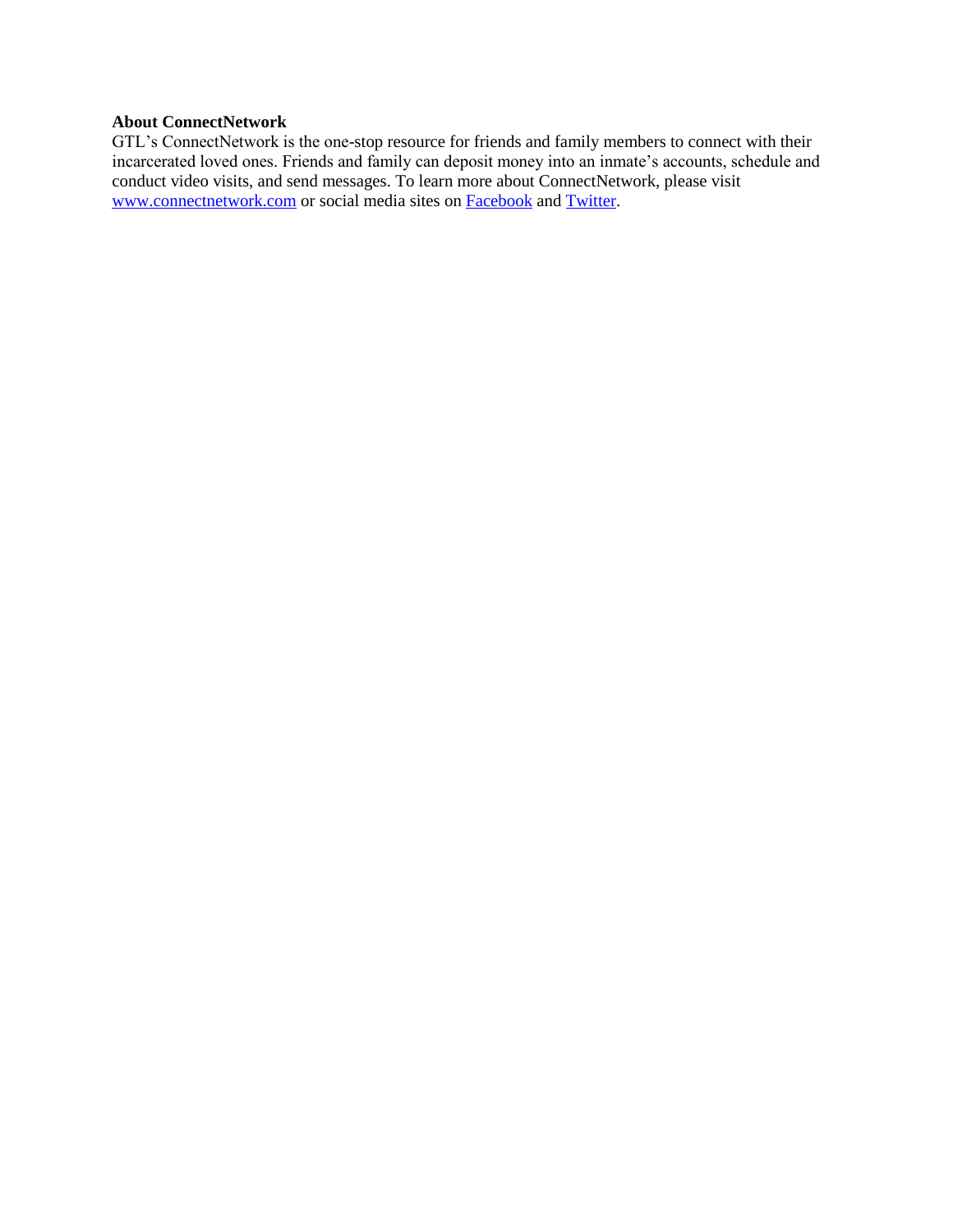**About ConnectNetwork**

GTL's ConnectNetwork is the one-stop resource for friends and family members to connect with their incarcerated loved ones. Friends and family can deposit money into an inmate's accounts, schedule and conduct video visits, and send messages. To learn more about ConnectNetwork, please visit www.connectnetwork.com or social media sites on Facebook and Twitter.